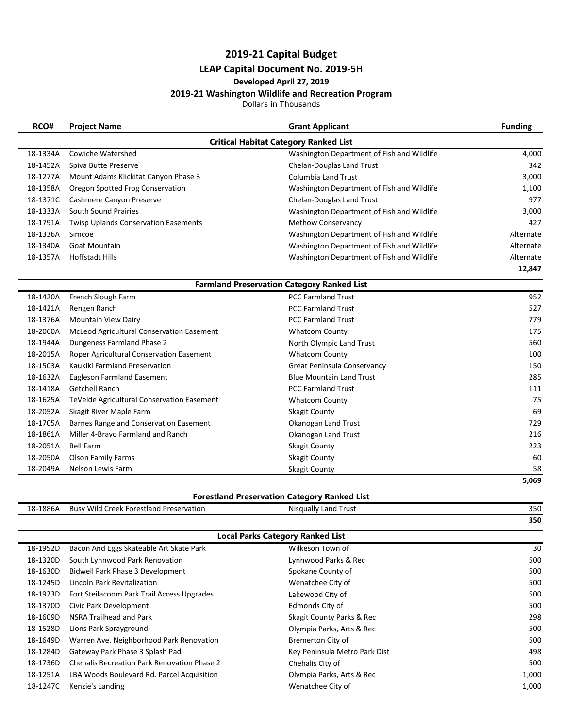# 2019-21 Capital Budget

## LEAP Capital Document No. 2019-5H

### Developed April 27, 2019

### 2019-21 Washington Wildlife and Recreation Program

Dollars in Thousands

| RCO# | Project Name | Grant Applicant | Funding |
|---|---|---|---|
| | **Critical Habitat Category Ranked List** | | |
| 18-1334A | Cowiche Watershed | Washington Department of Fish and Wildlife | 4,000 |
| 18-1452A | Spiva Butte Preserve | Chelan-Douglas Land Trust | 342 |
| 18-1277A | Mount Adams Klickitat Canyon Phase 3 | Columbia Land Trust | 3,000 |
| 18-1358A | Oregon Spotted Frog Conservation | Washington Department of Fish and Wildlife | 1,100 |
| 18-1371C | Cashmere Canyon Preserve | Chelan-Douglas Land Trust | 977 |
| 18-1333A | South Sound Prairies | Washington Department of Fish and Wildlife | 3,000 |
| 18-1791A | Twisp Uplands Conservation Easements | Methow Conservancy | 427 |
| 18-1336A | Simcoe | Washington Department of Fish and Wildlife | Alternate |
| 18-1340A | Goat Mountain | Washington Department of Fish and Wildlife | Alternate |
| 18-1357A | Hoffstadt Hills | Washington Department of Fish and Wildlife | Alternate |
| | | | **12,847** |
| | **Farmland Preservation Category Ranked List** | | |
| 18-1420A | French Slough Farm | PCC Farmland Trust | 952 |
| 18-1421A | Rengen Ranch | PCC Farmland Trust | 527 |
| 18-1376A | Mountain View Dairy | PCC Farmland Trust | 779 |
| 18-2060A | McLeod Agricultural Conservation Easement | Whatcom County | 175 |
| 18-1944A | Dungeness Farmland Phase 2 | North Olympic Land Trust | 560 |
| 18-2015A | Roper Agricultural Conservation Easement | Whatcom County | 100 |
| 18-1503A | Kaukiki Farmland Preservation | Great Peninsula Conservancy | 150 |
| 18-1632A | Eagleson Farmland Easement | Blue Mountain Land Trust | 285 |
| 18-1418A | Getchell Ranch | PCC Farmland Trust | 111 |
| 18-1625A | TeVelde Agricultural Conservation Easement | Whatcom County | 75 |
| 18-2052A | Skagit River Maple Farm | Skagit County | 69 |
| 18-1705A | Barnes Rangeland Conservation Easement | Okanogan Land Trust | 729 |
| 18-1861A | Miller 4-Bravo Farmland and Ranch | Okanogan Land Trust | 216 |
| 18-2051A | Bell Farm | Skagit County | 223 |
| 18-2050A | Olson Family Farms | Skagit County | 60 |
| 18-2049A | Nelson Lewis Farm | Skagit County | 58 |
| | | | **5,069** |
| | **Forestland Preservation Category Ranked List** | | |
| 18-1886A | Busy Wild Creek Forestland Preservation | Nisqually Land Trust | 350 |
| | | | **350** |
| | **Local Parks Category Ranked List** | | |
| 18-1952D | Bacon And Eggs Skateable Art Skate Park | Wilkeson Town of | 30 |
| 18-1320D | South Lynnwood Park Renovation | Lynnwood Parks & Rec | 500 |
| 18-1630D | Bidwell Park Phase 3 Development | Spokane County of | 500 |
| 18-1245D | Lincoln Park Revitalization | Wenatchee City of | 500 |
| 18-1923D | Fort Steilacoom Park Trail Access Upgrades | Lakewood City of | 500 |
| 18-1370D | Civic Park Development | Edmonds City of | 500 |
| 18-1609D | NSRA Trailhead and Park | Skagit County Parks & Rec | 298 |
| 18-1528D | Lions Park Sprayground | Olympia Parks, Arts & Rec | 500 |
| 18-1649D | Warren Ave. Neighborhood Park Renovation | Bremerton City of | 500 |
| 18-1284D | Gateway Park Phase 3 Splash Pad | Key Peninsula Metro Park Dist | 498 |
| 18-1736D | Chehalis Recreation Park Renovation Phase 2 | Chehalis City of | 500 |
| 18-1251A | LBA Woods Boulevard Rd. Parcel Acquisition | Olympia Parks, Arts & Rec | 1,000 |
| 18-1247C | Kenzie's Landing | Wenatchee City of | 1,000 |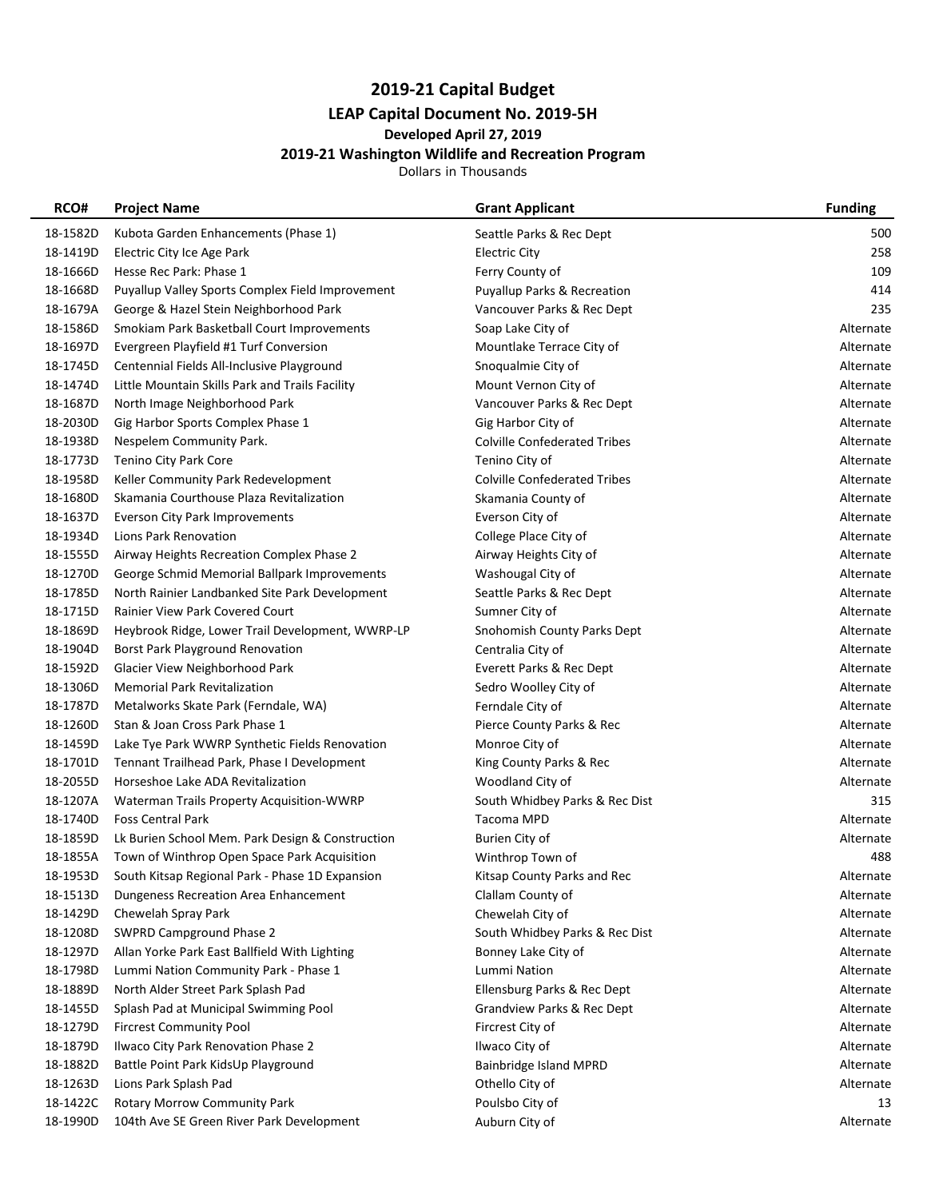## 2019-21 Capital Budget

### LEAP Capital Document No. 2019-5H

**Developed April 27, 2019**

**2019-21 Washington Wildlife and Recreation Program**

Dollars in Thousands

| RCO# | Project Name | Grant Applicant | Funding |
|---|---|---|---|
| 18-1582D | Kubota Garden Enhancements (Phase 1) | Seattle Parks & Rec Dept | 500 |
| 18-1419D | Electric City Ice Age Park | Electric City | 258 |
| 18-1666D | Hesse Rec Park: Phase 1 | Ferry County of | 109 |
| 18-1668D | Puyallup Valley Sports Complex Field Improvement | Puyallup Parks & Recreation | 414 |
| 18-1679A | George & Hazel Stein Neighborhood Park | Vancouver Parks & Rec Dept | 235 |
| 18-1586D | Smokiam Park Basketball Court Improvements | Soap Lake City of | Alternate |
| 18-1697D | Evergreen Playfield #1 Turf Conversion | Mountlake Terrace City of | Alternate |
| 18-1745D | Centennial Fields All-Inclusive Playground | Snoqualmie City of | Alternate |
| 18-1474D | Little Mountain Skills Park and Trails Facility | Mount Vernon City of | Alternate |
| 18-1687D | North Image Neighborhood Park | Vancouver Parks & Rec Dept | Alternate |
| 18-2030D | Gig Harbor Sports Complex Phase 1 | Gig Harbor City of | Alternate |
| 18-1938D | Nespelem Community Park. | Colville Confederated Tribes | Alternate |
| 18-1773D | Tenino City Park Core | Tenino City of | Alternate |
| 18-1958D | Keller Community Park Redevelopment | Colville Confederated Tribes | Alternate |
| 18-1680D | Skamania Courthouse Plaza Revitalization | Skamania County of | Alternate |
| 18-1637D | Everson City Park Improvements | Everson City of | Alternate |
| 18-1934D | Lions Park Renovation | College Place City of | Alternate |
| 18-1555D | Airway Heights Recreation Complex Phase 2 | Airway Heights City of | Alternate |
| 18-1270D | George Schmid Memorial Ballpark Improvements | Washougal City of | Alternate |
| 18-1785D | North Rainier Landbanked Site Park Development | Seattle Parks & Rec Dept | Alternate |
| 18-1715D | Rainier View Park Covered Court | Sumner City of | Alternate |
| 18-1869D | Heybrook Ridge, Lower Trail Development, WWRP-LP | Snohomish County Parks Dept | Alternate |
| 18-1904D | Borst Park Playground Renovation | Centralia City of | Alternate |
| 18-1592D | Glacier View Neighborhood Park | Everett Parks & Rec Dept | Alternate |
| 18-1306D | Memorial Park Revitalization | Sedro Woolley City of | Alternate |
| 18-1787D | Metalworks Skate Park (Ferndale, WA) | Ferndale City of | Alternate |
| 18-1260D | Stan & Joan Cross Park Phase 1 | Pierce County Parks & Rec | Alternate |
| 18-1459D | Lake Tye Park WWRP Synthetic Fields Renovation | Monroe City of | Alternate |
| 18-1701D | Tennant Trailhead Park, Phase I Development | King County Parks & Rec | Alternate |
| 18-2055D | Horseshoe Lake ADA Revitalization | Woodland City of | Alternate |
| 18-1207A | Waterman Trails Property Acquisition-WWRP | South Whidbey Parks & Rec Dist | 315 |
| 18-1740D | Foss Central Park | Tacoma MPD | Alternate |
| 18-1859D | Lk Burien School Mem. Park Design & Construction | Burien City of | Alternate |
| 18-1855A | Town of Winthrop Open Space Park Acquisition | Winthrop Town of | 488 |
| 18-1953D | South Kitsap Regional Park - Phase 1D Expansion | Kitsap County Parks and Rec | Alternate |
| 18-1513D | Dungeness Recreation Area Enhancement | Clallam County of | Alternate |
| 18-1429D | Chewelah Spray Park | Chewelah City of | Alternate |
| 18-1208D | SWPRD Campground Phase 2 | South Whidbey Parks & Rec Dist | Alternate |
| 18-1297D | Allan Yorke Park East Ballfield With Lighting | Bonney Lake City of | Alternate |
| 18-1798D | Lummi Nation Community Park - Phase 1 | Lummi Nation | Alternate |
| 18-1889D | North Alder Street Park Splash Pad | Ellensburg Parks & Rec Dept | Alternate |
| 18-1455D | Splash Pad at Municipal Swimming Pool | Grandview Parks & Rec Dept | Alternate |
| 18-1279D | Fircrest Community Pool | Fircrest City of | Alternate |
| 18-1879D | Ilwaco City Park Renovation Phase 2 | Ilwaco City of | Alternate |
| 18-1882D | Battle Point Park KidsUp Playground | Bainbridge Island MPRD | Alternate |
| 18-1263D | Lions Park Splash Pad | Othello City of | Alternate |
| 18-1422C | Rotary Morrow Community Park | Poulsbo City of | 13 |
| 18-1990D | 104th Ave SE Green River Park Development | Auburn City of | Alternate |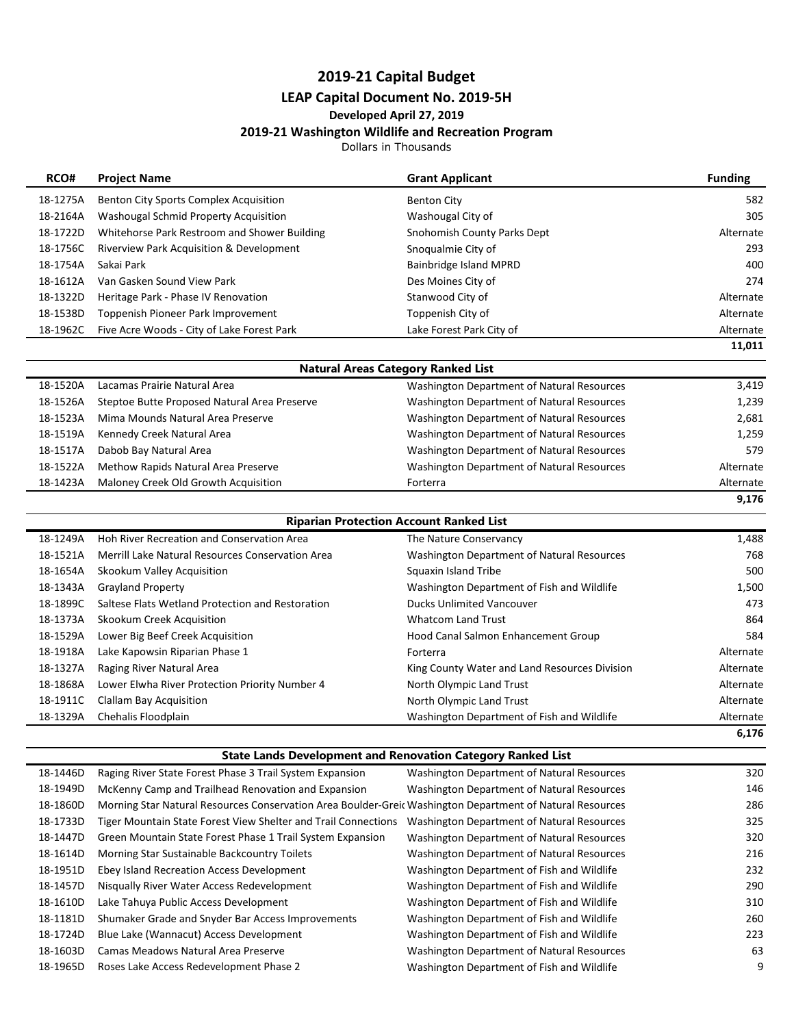# 2019-21 Capital Budget

## LEAP Capital Document No. 2019-5H

### Developed April 27, 2019

### 2019-21 Washington Wildlife and Recreation Program

Dollars in Thousands

| RCO# | Project Name | Grant Applicant | Funding |
|---|---|---|---|
| 18-1275A | Benton City Sports Complex Acquisition | Benton City | 582 |
| 18-2164A | Washougal Schmid Property Acquisition | Washougal City of | 305 |
| 18-1722D | Whitehorse Park Restroom and Shower Building | Snohomish County Parks Dept | Alternate |
| 18-1756C | Riverview Park Acquisition & Development | Snoqualmie City of | 293 |
| 18-1754A | Sakai Park | Bainbridge Island MPRD | 400 |
| 18-1612A | Van Gasken Sound View Park | Des Moines City of | 274 |
| 18-1322D | Heritage Park - Phase IV Renovation | Stanwood City of | Alternate |
| 18-1538D | Toppenish Pioneer Park Improvement | Toppenish City of | Alternate |
| 18-1962C | Five Acre Woods - City of Lake Forest Park | Lake Forest Park City of | Alternate |
| | | | **11,011** |

| | **Natural Areas Category Ranked List** | | |
|---|---|---|---|
| 18-1520A | Lacamas Prairie Natural Area | Washington Department of Natural Resources | 3,419 |
| 18-1526A | Steptoe Butte Proposed Natural Area Preserve | Washington Department of Natural Resources | 1,239 |
| 18-1523A | Mima Mounds Natural Area Preserve | Washington Department of Natural Resources | 2,681 |
| 18-1519A | Kennedy Creek Natural Area | Washington Department of Natural Resources | 1,259 |
| 18-1517A | Dabob Bay Natural Area | Washington Department of Natural Resources | 579 |
| 18-1522A | Methow Rapids Natural Area Preserve | Washington Department of Natural Resources | Alternate |
| 18-1423A | Maloney Creek Old Growth Acquisition | Forterra | Alternate |
| | | | **9,176** |

| | **Riparian Protection Account Ranked List** | | |
|---|---|---|---|
| 18-1249A | Hoh River Recreation and Conservation Area | The Nature Conservancy | 1,488 |
| 18-1521A | Merrill Lake Natural Resources Conservation Area | Washington Department of Natural Resources | 768 |
| 18-1654A | Skookum Valley Acquisition | Squaxin Island Tribe | 500 |
| 18-1343A | Grayland Property | Washington Department of Fish and Wildlife | 1,500 |
| 18-1899C | Saltese Flats Wetland Protection and Restoration | Ducks Unlimited Vancouver | 473 |
| 18-1373A | Skookum Creek Acquisition | Whatcom Land Trust | 864 |
| 18-1529A | Lower Big Beef Creek Acquisition | Hood Canal Salmon Enhancement Group | 584 |
| 18-1918A | Lake Kapowsin Riparian Phase 1 | Forterra | Alternate |
| 18-1327A | Raging River Natural Area | King County Water and Land Resources Division | Alternate |
| 18-1868A | Lower Elwha River Protection Priority Number 4 | North Olympic Land Trust | Alternate |
| 18-1911C | Clallam Bay Acquisition | North Olympic Land Trust | Alternate |
| 18-1329A | Chehalis Floodplain | Washington Department of Fish and Wildlife | Alternate |
| | | | **6,176** |

| | **State Lands Development and Renovation Category Ranked List** | | |
|---|---|---|---|
| 18-1446D | Raging River State Forest Phase 3 Trail System Expansion | Washington Department of Natural Resources | 320 |
| 18-1949D | McKenny Camp and Trailhead Renovation and Expansion | Washington Department of Natural Resources | 146 |
| 18-1860D | Morning Star Natural Resources Conservation Area Boulder-Greic | Washington Department of Natural Resources | 286 |
| 18-1733D | Tiger Mountain State Forest View Shelter and Trail Connections | Washington Department of Natural Resources | 325 |
| 18-1447D | Green Mountain State Forest Phase 1 Trail System Expansion | Washington Department of Natural Resources | 320 |
| 18-1614D | Morning Star Sustainable Backcountry Toilets | Washington Department of Natural Resources | 216 |
| 18-1951D | Ebey Island Recreation Access Development | Washington Department of Fish and Wildlife | 232 |
| 18-1457D | Nisqually River Water Access Redevelopment | Washington Department of Fish and Wildlife | 290 |
| 18-1610D | Lake Tahuya Public Access Development | Washington Department of Fish and Wildlife | 310 |
| 18-1181D | Shumaker Grade and Snyder Bar Access Improvements | Washington Department of Fish and Wildlife | 260 |
| 18-1724D | Blue Lake (Wannacut) Access Development | Washington Department of Fish and Wildlife | 223 |
| 18-1603D | Camas Meadows Natural Area Preserve | Washington Department of Natural Resources | 63 |
| 18-1965D | Roses Lake Access Redevelopment Phase 2 | Washington Department of Fish and Wildlife | 9 |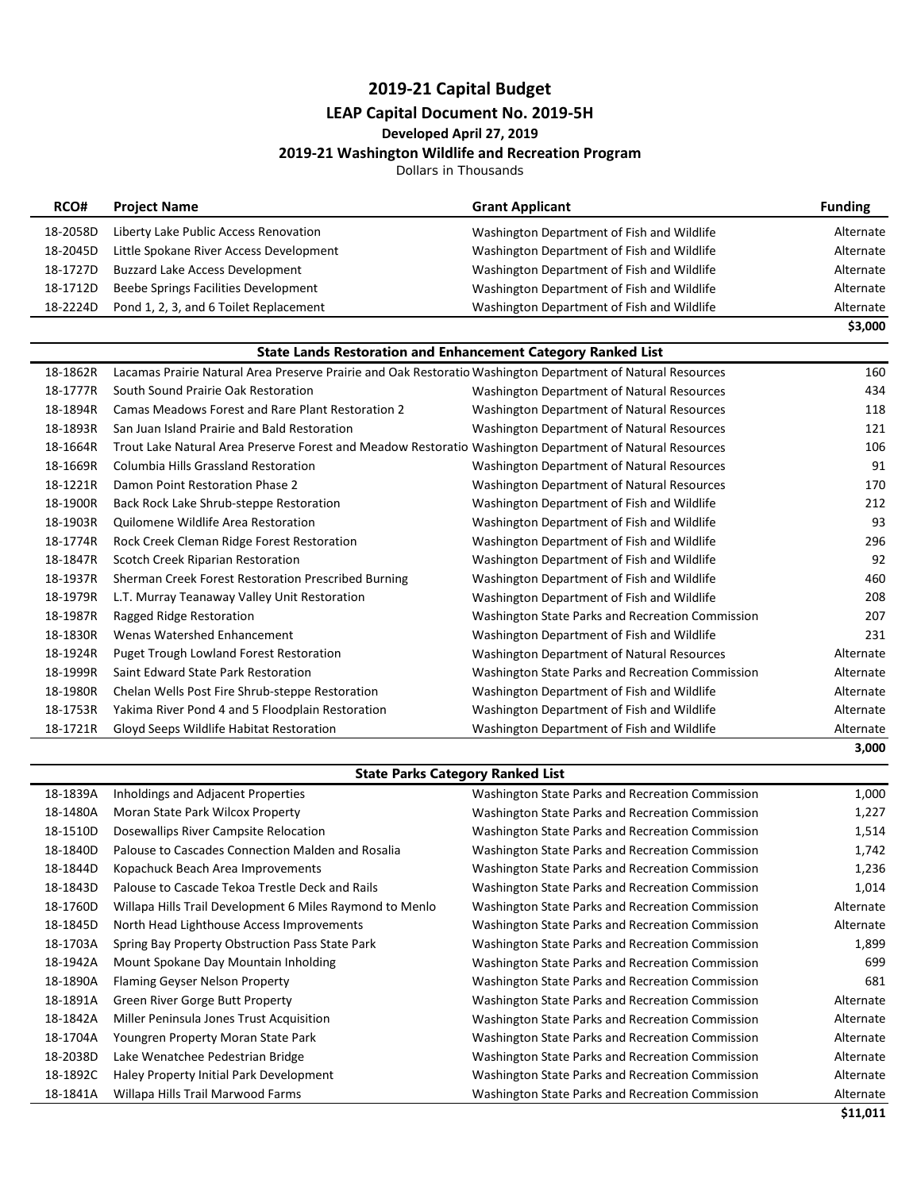# 2019-21 Capital Budget

## LEAP Capital Document No. 2019-5H

### Developed April 27, 2019

### 2019-21 Washington Wildlife and Recreation Program

Dollars in Thousands

| RCO# | Project Name | Grant Applicant | Funding |
|---|---|---|---|
| 18-2058D | Liberty Lake Public Access Renovation | Washington Department of Fish and Wildlife | Alternate |
| 18-2045D | Little Spokane River Access Development | Washington Department of Fish and Wildlife | Alternate |
| 18-1727D | Buzzard Lake Access Development | Washington Department of Fish and Wildlife | Alternate |
| 18-1712D | Beebe Springs Facilities Development | Washington Department of Fish and Wildlife | Alternate |
| 18-2224D | Pond 1, 2, 3, and 6 Toilet Replacement | Washington Department of Fish and Wildlife | Alternate |
| | | | **$3,000** |

| | **State Lands Restoration and Enhancement Category Ranked List** | | |
|---|---|---|---|
| 18-1862R | Lacamas Prairie Natural Area Preserve Prairie and Oak Restoratio | Washington Department of Natural Resources | 160 |
| 18-1777R | South Sound Prairie Oak Restoration | Washington Department of Natural Resources | 434 |
| 18-1894R | Camas Meadows Forest and Rare Plant Restoration 2 | Washington Department of Natural Resources | 118 |
| 18-1893R | San Juan Island Prairie and Bald Restoration | Washington Department of Natural Resources | 121 |
| 18-1664R | Trout Lake Natural Area Preserve Forest and Meadow Restoratio | Washington Department of Natural Resources | 106 |
| 18-1669R | Columbia Hills Grassland Restoration | Washington Department of Natural Resources | 91 |
| 18-1221R | Damon Point Restoration Phase 2 | Washington Department of Natural Resources | 170 |
| 18-1900R | Back Rock Lake Shrub-steppe Restoration | Washington Department of Fish and Wildlife | 212 |
| 18-1903R | Quilomene Wildlife Area Restoration | Washington Department of Fish and Wildlife | 93 |
| 18-1774R | Rock Creek Cleman Ridge Forest Restoration | Washington Department of Fish and Wildlife | 296 |
| 18-1847R | Scotch Creek Riparian Restoration | Washington Department of Fish and Wildlife | 92 |
| 18-1937R | Sherman Creek Forest Restoration Prescribed Burning | Washington Department of Fish and Wildlife | 460 |
| 18-1979R | L.T. Murray Teanaway Valley Unit Restoration | Washington Department of Fish and Wildlife | 208 |
| 18-1987R | Ragged Ridge Restoration | Washington State Parks and Recreation Commission | 207 |
| 18-1830R | Wenas Watershed Enhancement | Washington Department of Fish and Wildlife | 231 |
| 18-1924R | Puget Trough Lowland Forest Restoration | Washington Department of Natural Resources | Alternate |
| 18-1999R | Saint Edward State Park Restoration | Washington State Parks and Recreation Commission | Alternate |
| 18-1980R | Chelan Wells Post Fire Shrub-steppe Restoration | Washington Department of Fish and Wildlife | Alternate |
| 18-1753R | Yakima River Pond 4 and 5 Floodplain Restoration | Washington Department of Fish and Wildlife | Alternate |
| 18-1721R | Gloyd Seeps Wildlife Habitat Restoration | Washington Department of Fish and Wildlife | Alternate |
| | | | **3,000** |

| | **State Parks Category Ranked List** | | |
|---|---|---|---|
| 18-1839A | Inholdings and Adjacent Properties | Washington State Parks and Recreation Commission | 1,000 |
| 18-1480A | Moran State Park Wilcox Property | Washington State Parks and Recreation Commission | 1,227 |
| 18-1510D | Dosewallips River Campsite Relocation | Washington State Parks and Recreation Commission | 1,514 |
| 18-1840D | Palouse to Cascades Connection Malden and Rosalia | Washington State Parks and Recreation Commission | 1,742 |
| 18-1844D | Kopachuck Beach Area Improvements | Washington State Parks and Recreation Commission | 1,236 |
| 18-1843D | Palouse to Cascade Tekoa Trestle Deck and Rails | Washington State Parks and Recreation Commission | 1,014 |
| 18-1760D | Willapa Hills Trail Development 6 Miles Raymond to Menlo | Washington State Parks and Recreation Commission | Alternate |
| 18-1845D | North Head Lighthouse Access Improvements | Washington State Parks and Recreation Commission | Alternate |
| 18-1703A | Spring Bay Property Obstruction Pass State Park | Washington State Parks and Recreation Commission | 1,899 |
| 18-1942A | Mount Spokane Day Mountain Inholding | Washington State Parks and Recreation Commission | 699 |
| 18-1890A | Flaming Geyser Nelson Property | Washington State Parks and Recreation Commission | 681 |
| 18-1891A | Green River Gorge Butt Property | Washington State Parks and Recreation Commission | Alternate |
| 18-1842A | Miller Peninsula Jones Trust Acquisition | Washington State Parks and Recreation Commission | Alternate |
| 18-1704A | Youngren Property Moran State Park | Washington State Parks and Recreation Commission | Alternate |
| 18-2038D | Lake Wenatchee Pedestrian Bridge | Washington State Parks and Recreation Commission | Alternate |
| 18-1892C | Haley Property Initial Park Development | Washington State Parks and Recreation Commission | Alternate |
| 18-1841A | Willapa Hills Trail Marwood Farms | Washington State Parks and Recreation Commission | Alternate |
| | | | **$11,011** |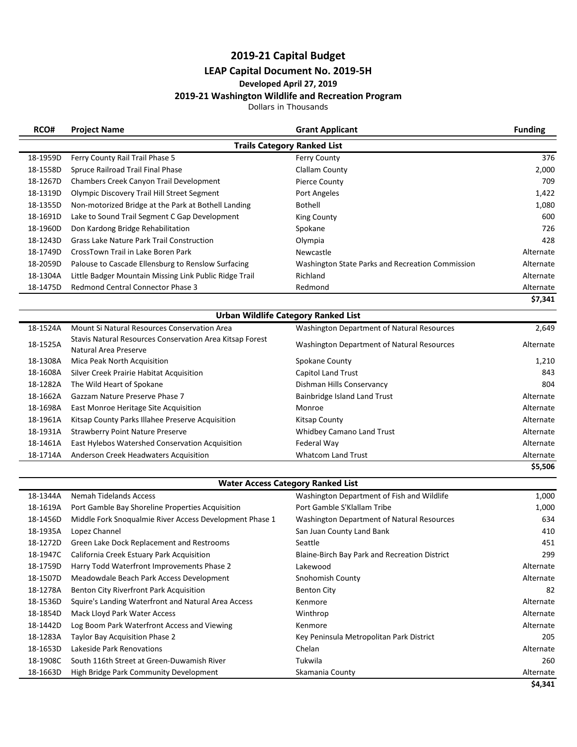# 2019-21 Capital Budget

## LEAP Capital Document No. 2019-5H

**Developed April 27, 2019**

**2019-21 Washington Wildlife and Recreation Program**

Dollars in Thousands

| RCO# | Project Name | Grant Applicant | Funding |
|---|---|---|---|
| | **Trails Category Ranked List** | | |
| 18-1959D | Ferry County Rail Trail Phase 5 | Ferry County | 376 |
| 18-1558D | Spruce Railroad Trail Final Phase | Clallam County | 2,000 |
| 18-1267D | Chambers Creek Canyon Trail Development | Pierce County | 709 |
| 18-1319D | Olympic Discovery Trail Hill Street Segment | Port Angeles | 1,422 |
| 18-1355D | Non-motorized Bridge at the Park at Bothell Landing | Bothell | 1,080 |
| 18-1691D | Lake to Sound Trail Segment C Gap Development | King County | 600 |
| 18-1960D | Don Kardong Bridge Rehabilitation | Spokane | 726 |
| 18-1243D | Grass Lake Nature Park Trail Construction | Olympia | 428 |
| 18-1749D | CrossTown Trail in Lake Boren Park | Newcastle | Alternate |
| 18-2059D | Palouse to Cascade Ellensburg to Renslow Surfacing | Washington State Parks and Recreation Commission | Alternate |
| 18-1304A | Little Badger Mountain Missing Link Public Ridge Trail | Richland | Alternate |
| 18-1475D | Redmond Central Connector Phase 3 | Redmond | Alternate |
| | | | **$7,341** |
| | **Urban Wildlife Category Ranked List** | | |
| 18-1524A | Mount Si Natural Resources Conservation Area | Washington Department of Natural Resources | 2,649 |
| 18-1525A | Stavis Natural Resources Conservation Area Kitsap Forest Natural Area Preserve | Washington Department of Natural Resources | Alternate |
| 18-1308A | Mica Peak North Acquisition | Spokane County | 1,210 |
| 18-1608A | Silver Creek Prairie Habitat Acquisition | Capitol Land Trust | 843 |
| 18-1282A | The Wild Heart of Spokane | Dishman Hills Conservancy | 804 |
| 18-1662A | Gazzam Nature Preserve Phase 7 | Bainbridge Island Land Trust | Alternate |
| 18-1698A | East Monroe Heritage Site Acquisition | Monroe | Alternate |
| 18-1961A | Kitsap County Parks Illahee Preserve Acquisition | Kitsap County | Alternate |
| 18-1931A | Strawberry Point Nature Preserve | Whidbey Camano Land Trust | Alternate |
| 18-1461A | East Hylebos Watershed Conservation Acquisition | Federal Way | Alternate |
| 18-1714A | Anderson Creek Headwaters Acquisition | Whatcom Land Trust | Alternate |
| | | | **$5,506** |
| | **Water Access Category Ranked List** | | |
| 18-1344A | Nemah Tidelands Access | Washington Department of Fish and Wildlife | 1,000 |
| 18-1619A | Port Gamble Bay Shoreline Properties Acquisition | Port Gamble S'Klallam Tribe | 1,000 |
| 18-1456D | Middle Fork Snoqualmie River Access Development Phase 1 | Washington Department of Natural Resources | 634 |
| 18-1935A | Lopez Channel | San Juan County Land Bank | 410 |
| 18-1272D | Green Lake Dock Replacement and Restrooms | Seattle | 451 |
| 18-1947C | California Creek Estuary Park Acquisition | Blaine-Birch Bay Park and Recreation District | 299 |
| 18-1759D | Harry Todd Waterfront Improvements Phase 2 | Lakewood | Alternate |
| 18-1507D | Meadowdale Beach Park Access Development | Snohomish County | Alternate |
| 18-1278A | Benton City Riverfront Park Acquisition | Benton City | 82 |
| 18-1536D | Squire's Landing Waterfront and Natural Area Access | Kenmore | Alternate |
| 18-1854D | Mack Lloyd Park Water Access | Winthrop | Alternate |
| 18-1442D | Log Boom Park Waterfront Access and Viewing | Kenmore | Alternate |
| 18-1283A | Taylor Bay Acquisition Phase 2 | Key Peninsula Metropolitan Park District | 205 |
| 18-1653D | Lakeside Park Renovations | Chelan | Alternate |
| 18-1908C | South 116th Street at Green-Duwamish River | Tukwila | 260 |
| 18-1663D | High Bridge Park Community Development | Skamania County | Alternate |
| | | | **$4,341** |